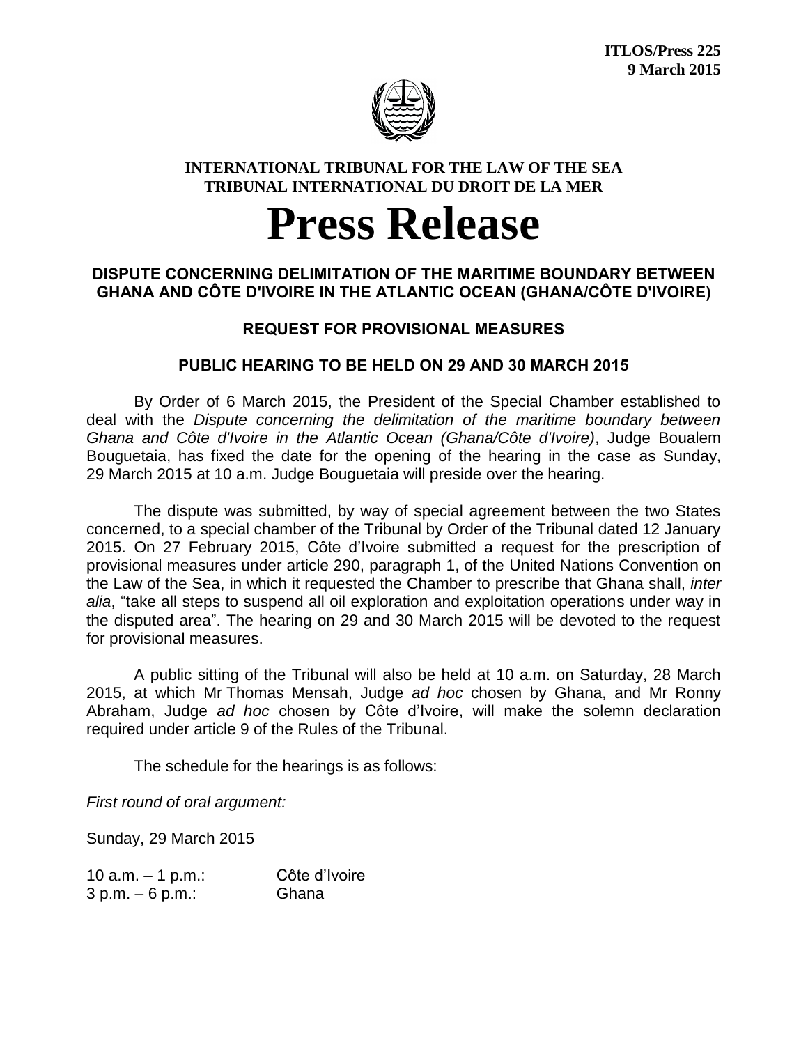**ITLOS/Press 225**
**9 March 2015**

**INTERNATIONAL TRIBUNAL FOR THE LAW OF THE SEA**
**TRIBUNAL INTERNATIONAL DU DROIT DE LA MER**

# Press Release

## DISPUTE CONCERNING DELIMITATION OF THE MARITIME BOUNDARY BETWEEN GHANA AND CÔTE D'IVOIRE IN THE ATLANTIC OCEAN (GHANA/CÔTE D'IVOIRE)

### REQUEST FOR PROVISIONAL MEASURES

### PUBLIC HEARING TO BE HELD ON 29 AND 30 MARCH 2015

By Order of 6 March 2015, the President of the Special Chamber established to deal with the *Dispute concerning the delimitation of the maritime boundary between Ghana and Côte d'Ivoire in the Atlantic Ocean (Ghana/Côte d'Ivoire)*, Judge Boualem Bouguetaia, has fixed the date for the opening of the hearing in the case as Sunday, 29 March 2015 at 10 a.m. Judge Bouguetaia will preside over the hearing.

The dispute was submitted, by way of special agreement between the two States concerned, to a special chamber of the Tribunal by Order of the Tribunal dated 12 January 2015. On 27 February 2015, Côte d'Ivoire submitted a request for the prescription of provisional measures under article 290, paragraph 1, of the United Nations Convention on the Law of the Sea, in which it requested the Chamber to prescribe that Ghana shall, *inter alia*, "take all steps to suspend all oil exploration and exploitation operations under way in the disputed area". The hearing on 29 and 30 March 2015 will be devoted to the request for provisional measures.

A public sitting of the Tribunal will also be held at 10 a.m. on Saturday, 28 March 2015, at which Mr Thomas Mensah, Judge *ad hoc* chosen by Ghana, and Mr Ronny Abraham, Judge *ad hoc* chosen by Côte d'Ivoire, will make the solemn declaration required under article 9 of the Rules of the Tribunal.

The schedule for the hearings is as follows:

*First round of oral argument:*

Sunday, 29 March 2015

| | |
|---|---|
| 10 a.m. – 1 p.m.: | Côte d'Ivoire |
| 3 p.m. – 6 p.m.: | Ghana |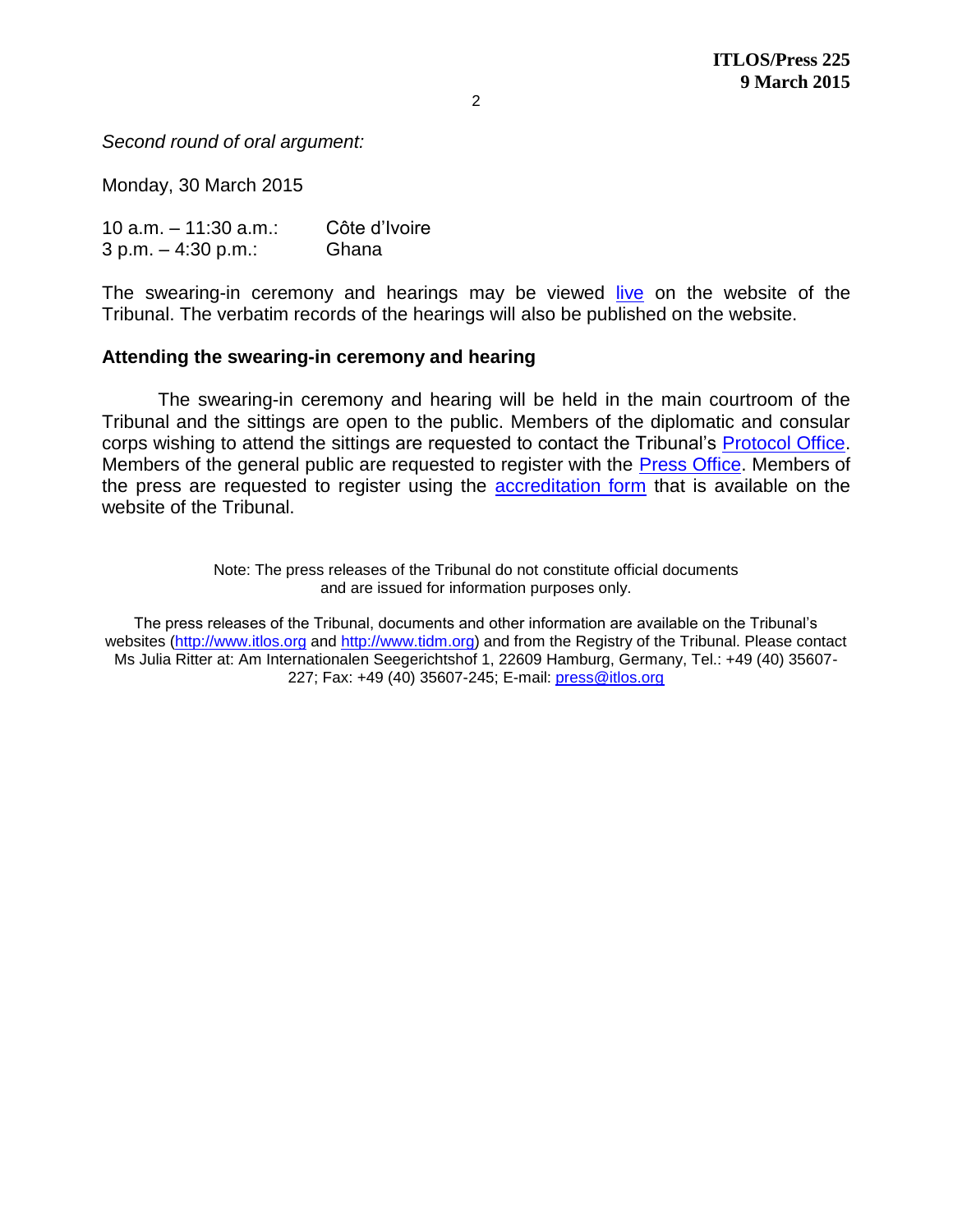*Second round of oral argument:*

Monday, 30 March 2015

| | |
|---|---|
| 10 a.m. – 11:30 a.m.: | Côte d'Ivoire |
| 3 p.m. – 4:30 p.m.: | Ghana |

The swearing-in ceremony and hearings may be viewed live on the website of the Tribunal. The verbatim records of the hearings will also be published on the website.

**Attending the swearing-in ceremony and hearing**

The swearing-in ceremony and hearing will be held in the main courtroom of the Tribunal and the sittings are open to the public. Members of the diplomatic and consular corps wishing to attend the sittings are requested to contact the Tribunal's Protocol Office. Members of the general public are requested to register with the Press Office. Members of the press are requested to register using the accreditation form that is available on the website of the Tribunal.

Note: The press releases of the Tribunal do not constitute official documents and are issued for information purposes only.

The press releases of the Tribunal, documents and other information are available on the Tribunal's websites (http://www.itlos.org and http://www.tidm.org) and from the Registry of the Tribunal. Please contact Ms Julia Ritter at: Am Internationalen Seegerichtshof 1, 22609 Hamburg, Germany, Tel.: +49 (40) 35607-227; Fax: +49 (40) 35607-245; E-mail: press@itlos.org